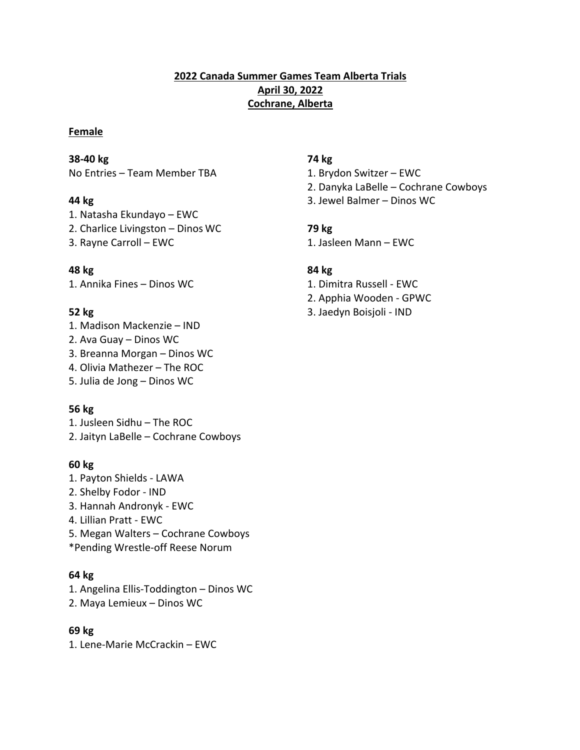**2022 Canada Summer Games Team Alberta Trials**
**April 30, 2022**
**Cochrane, Alberta**

**Female**

**38-40 kg**
No Entries – Team Member TBA

**44 kg**
1. Natasha Ekundayo – EWC
2. Charlice Livingston – Dinos WC
3. Rayne Carroll – EWC

**48 kg**
1. Annika Fines – Dinos WC

**52 kg**
1. Madison Mackenzie – IND
2. Ava Guay – Dinos WC
3. Breanna Morgan – Dinos WC
4. Olivia Mathezer – The ROC
5. Julia de Jong – Dinos WC

**56 kg**
1. Jusleen Sidhu – The ROC
2. Jaityn LaBelle – Cochrane Cowboys

**60 kg**
1. Payton Shields - LAWA
2. Shelby Fodor - IND
3. Hannah Andronyk - EWC
4. Lillian Pratt - EWC
5. Megan Walters – Cochrane Cowboys

*Pending Wrestle-off Reese Norum

**64 kg**
1. Angelina Ellis-Toddington – Dinos WC
2. Maya Lemieux – Dinos WC

**69 kg**
1. Lene-Marie McCrackin – EWC

**74 kg**
1. Brydon Switzer – EWC
2. Danyka LaBelle – Cochrane Cowboys
3. Jewel Balmer – Dinos WC

**79 kg**
1. Jasleen Mann – EWC

**84 kg**
1. Dimitra Russell - EWC
2. Apphia Wooden - GPWC
3. Jaedyn Boisjoli - IND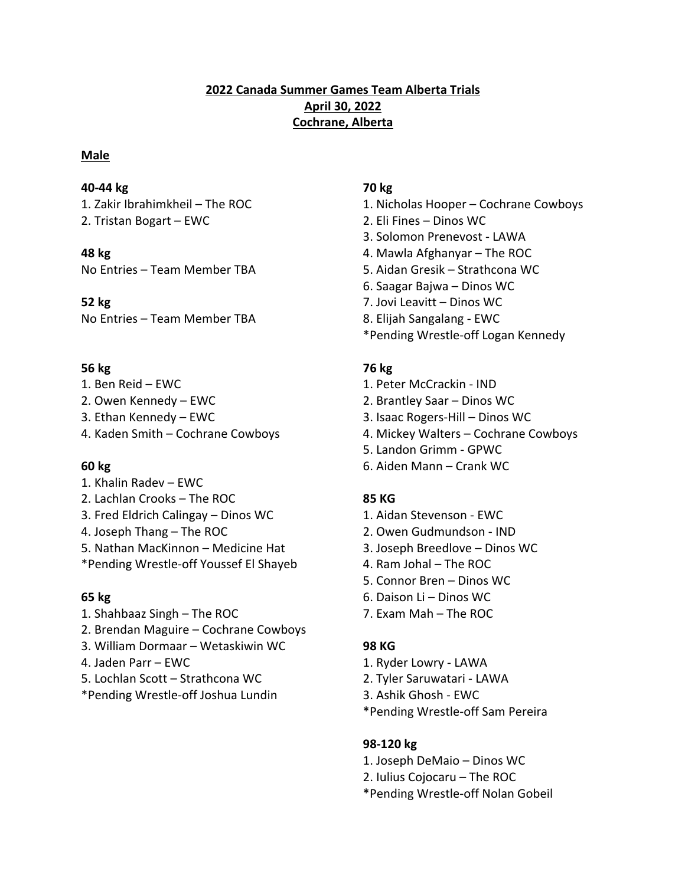**2022 Canada Summer Games Team Alberta Trials**
**April 30, 2022**
**Cochrane, Alberta**

**Male**

**40-44 kg**
1. Zakir Ibrahimkheil – The ROC
2. Tristan Bogart – EWC

**48 kg**
No Entries – Team Member TBA

**52 kg**
No Entries – Team Member TBA

**56 kg**
1. Ben Reid – EWC
2. Owen Kennedy – EWC
3. Ethan Kennedy – EWC
4. Kaden Smith – Cochrane Cowboys

**60 kg**
1. Khalin Radev – EWC
2. Lachlan Crooks – The ROC
3. Fred Eldrich Calingay – Dinos WC
4. Joseph Thang – The ROC
5. Nathan MacKinnon – Medicine Hat

*Pending Wrestle-off Youssef El Shayeb

**65 kg**
1. Shahbaaz Singh – The ROC
2. Brendan Maguire – Cochrane Cowboys
3. William Dormaar – Wetaskiwin WC
4. Jaden Parr – EWC
5. Lochlan Scott – Strathcona WC

*Pending Wrestle-off Joshua Lundin

**70 kg**
1. Nicholas Hooper – Cochrane Cowboys
2. Eli Fines – Dinos WC
3. Solomon Prenevost - LAWA
4. Mawla Afghanyar – The ROC
5. Aidan Gresik – Strathcona WC
6. Saagar Bajwa – Dinos WC
7. Jovi Leavitt – Dinos WC
8. Elijah Sangalang - EWC

*Pending Wrestle-off Logan Kennedy

**76 kg**
1. Peter McCrackin - IND
2. Brantley Saar – Dinos WC
3. Isaac Rogers-Hill – Dinos WC
4. Mickey Walters – Cochrane Cowboys
5. Landon Grimm - GPWC
6. Aiden Mann – Crank WC

**85 KG**
1. Aidan Stevenson - EWC
2. Owen Gudmundson - IND
3. Joseph Breedlove – Dinos WC
4. Ram Johal – The ROC
5. Connor Bren – Dinos WC
6. Daison Li – Dinos WC
7. Exam Mah – The ROC

**98 KG**
1. Ryder Lowry - LAWA
2. Tyler Saruwatari - LAWA
3. Ashik Ghosh - EWC

*Pending Wrestle-off Sam Pereira

**98-120 kg**
1. Joseph DeMaio – Dinos WC
2. Iulius Cojocaru – The ROC

*Pending Wrestle-off Nolan Gobeil